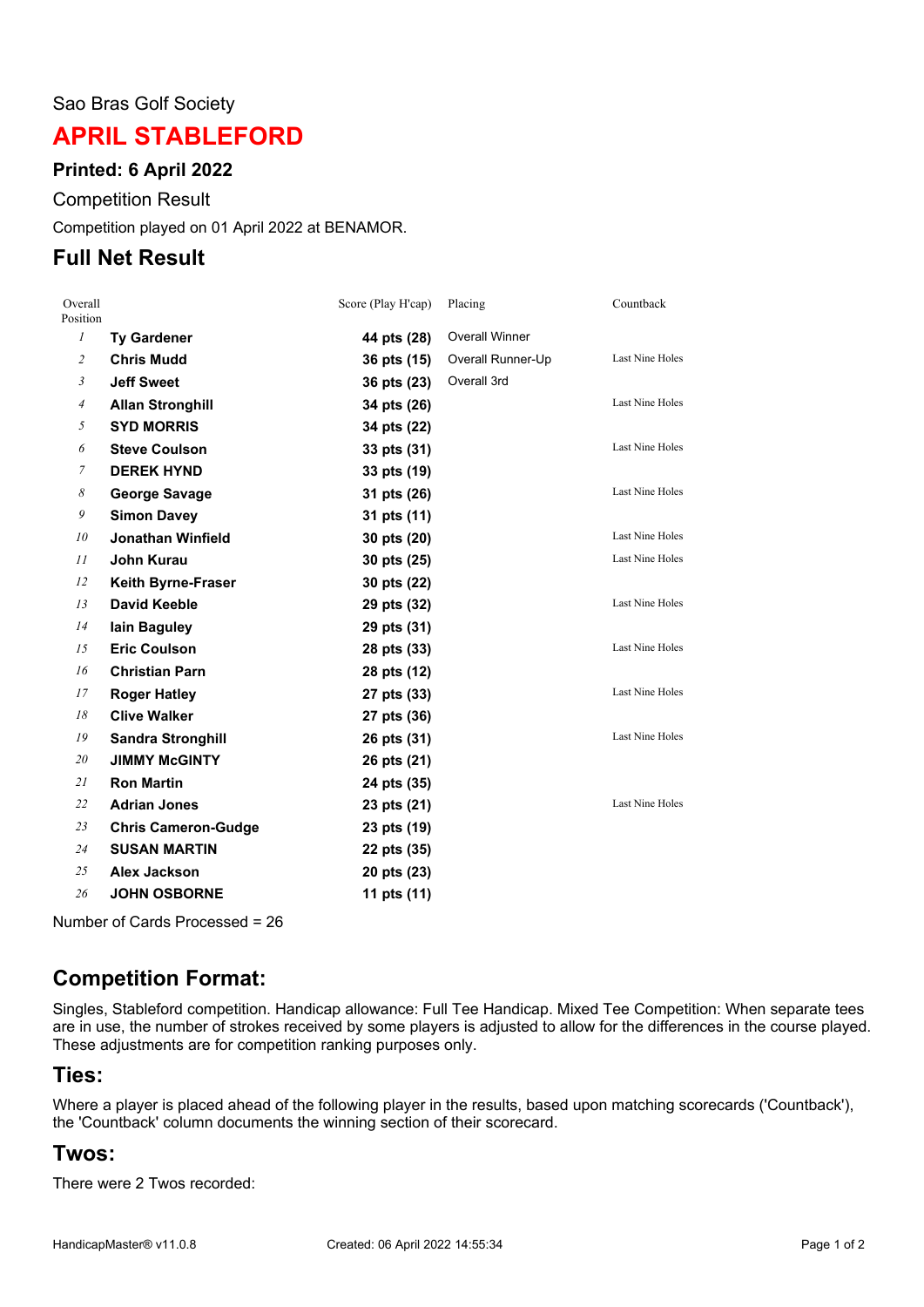Sao Bras Golf Society

# APRIL STABLEFORD

### Printed: 6 April 2022

Competition Result

Competition played on 01 April 2022 at BENAMOR.

## Full Net Result

| Overall Position | | Score (Play H'cap) | Placing | Countback |
|---|---|---|---|---|
| *1* | **Ty Gardener** | **44 pts (28)** | Overall Winner | |
| *2* | **Chris Mudd** | **36 pts (15)** | Overall Runner-Up | Last Nine Holes |
| *3* | **Jeff Sweet** | **36 pts (23)** | Overall 3rd | |
| *4* | **Allan Stronghill** | **34 pts (26)** | | Last Nine Holes |
| *5* | **SYD MORRIS** | **34 pts (22)** | | |
| *6* | **Steve Coulson** | **33 pts (31)** | | Last Nine Holes |
| *7* | **DEREK HYND** | **33 pts (19)** | | |
| *8* | **George Savage** | **31 pts (26)** | | Last Nine Holes |
| *9* | **Simon Davey** | **31 pts (11)** | | |
| *10* | **Jonathan Winfield** | **30 pts (20)** | | Last Nine Holes |
| *11* | **John Kurau** | **30 pts (25)** | | Last Nine Holes |
| *12* | **Keith Byrne-Fraser** | **30 pts (22)** | | |
| *13* | **David Keeble** | **29 pts (32)** | | Last Nine Holes |
| *14* | **Iain Baguley** | **29 pts (31)** | | |
| *15* | **Eric Coulson** | **28 pts (33)** | | Last Nine Holes |
| *16* | **Christian Parn** | **28 pts (12)** | | |
| *17* | **Roger Hatley** | **27 pts (33)** | | Last Nine Holes |
| *18* | **Clive Walker** | **27 pts (36)** | | |
| *19* | **Sandra Stronghill** | **26 pts (31)** | | Last Nine Holes |
| *20* | **JIMMY McGINTY** | **26 pts (21)** | | |
| *21* | **Ron Martin** | **24 pts (35)** | | |
| *22* | **Adrian Jones** | **23 pts (21)** | | Last Nine Holes |
| *23* | **Chris Cameron-Gudge** | **23 pts (19)** | | |
| *24* | **SUSAN MARTIN** | **22 pts (35)** | | |
| *25* | **Alex Jackson** | **20 pts (23)** | | |
| *26* | **JOHN OSBORNE** | **11 pts (11)** | | |

Number of Cards Processed = 26

## Competition Format:

Singles, Stableford competition. Handicap allowance: Full Tee Handicap. Mixed Tee Competition: When separate tees are in use, the number of strokes received by some players is adjusted to allow for the differences in the course played. These adjustments are for competition ranking purposes only.

## Ties:

Where a player is placed ahead of the following player in the results, based upon matching scorecards ('Countback'), the 'Countback' column documents the winning section of their scorecard.

## Twos:

There were 2 Twos recorded: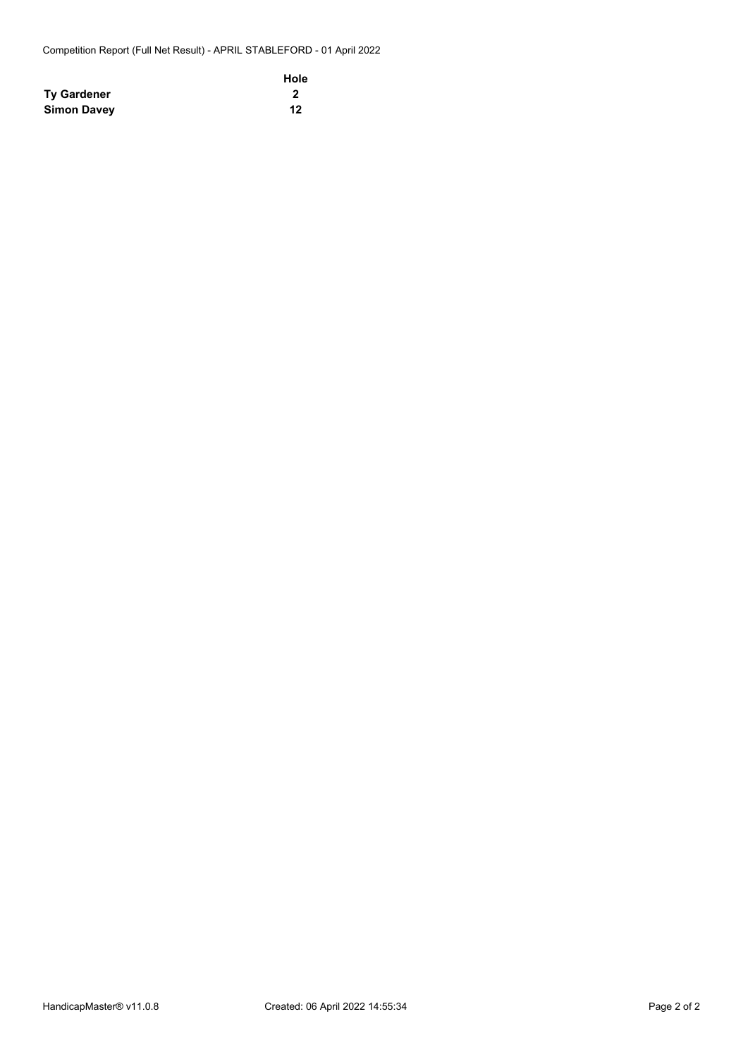Competition Report (Full Net Result) - APRIL STABLEFORD - 01 April 2022

| | Hole |
|---|---|
| **Ty Gardener** | **2** |
| **Simon Davey** | **12** |

HandicapMaster® v11.0.8 Created: 06 April 2022 14:55:34